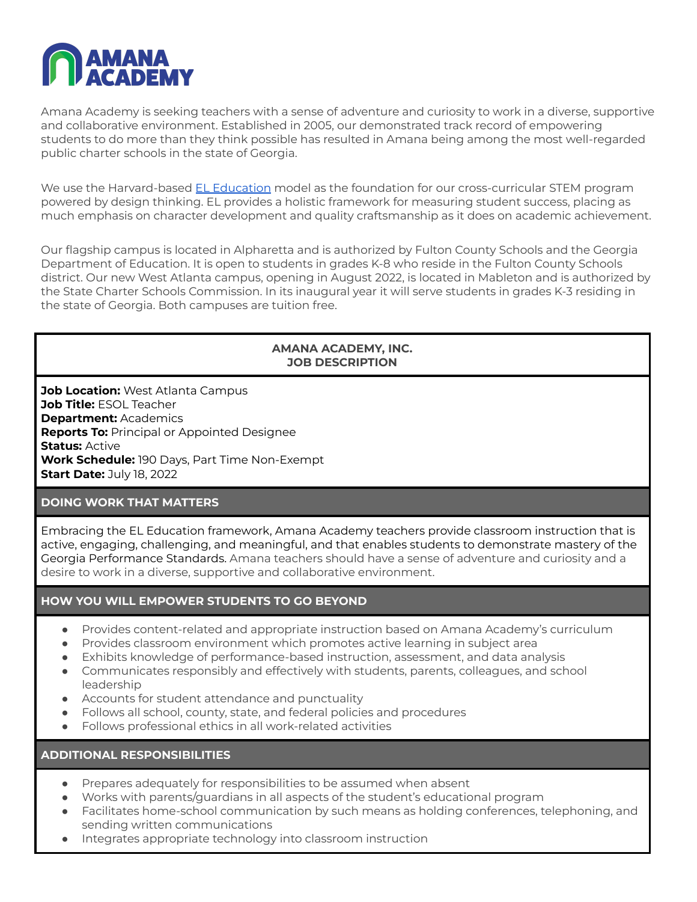# AMANA ACADEMY

Amana Academy is seeking teachers with a sense of adventure and curiosity to work in a diverse, supportive and collaborative environment. Established in 2005, our demonstrated track record of empowering students to do more than they think possible has resulted in Amana being among the most well-regarded public charter schools in the state of Georgia.

We use the Harvard-based [EL Education] model as the foundation for our cross-curricular STEM program powered by design thinking. EL provides a holistic framework for measuring student success, placing as much emphasis on character development and quality craftsmanship as it does on academic achievement.

Our flagship campus is located in Alpharetta and is authorized by Fulton County Schools and the Georgia Department of Education. It is open to students in grades K-8 who reside in the Fulton County Schools district. Our new West Atlanta campus, opening in August 2022, is located in Mableton and is authorized by the State Charter Schools Commission. In its inaugural year it will serve students in grades K-3 residing in the state of Georgia. Both campuses are tuition free.

## AMANA ACADEMY, INC.
## JOB DESCRIPTION

**Job Location:** West Atlanta Campus
**Job Title:** ESOL Teacher
**Department:** Academics
**Reports To:** Principal or Appointed Designee
**Status:** Active
**Work Schedule:** 190 Days, Part Time Non-Exempt
**Start Date:** July 18, 2022

### DOING WORK THAT MATTERS

Embracing the EL Education framework, Amana Academy teachers provide classroom instruction that is active, engaging, challenging, and meaningful, and that enables students to demonstrate mastery of the Georgia Performance Standards. Amana teachers should have a sense of adventure and curiosity and a desire to work in a diverse, supportive and collaborative environment.

### HOW YOU WILL EMPOWER STUDENTS TO GO BEYOND

- Provides content-related and appropriate instruction based on Amana Academy's curriculum
- Provides classroom environment which promotes active learning in subject area
- Exhibits knowledge of performance-based instruction, assessment, and data analysis
- Communicates responsibly and effectively with students, parents, colleagues, and school leadership
- Accounts for student attendance and punctuality
- Follows all school, county, state, and federal policies and procedures
- Follows professional ethics in all work-related activities

### ADDITIONAL RESPONSIBILITIES

- Prepares adequately for responsibilities to be assumed when absent
- Works with parents/guardians in all aspects of the student's educational program
- Facilitates home-school communication by such means as holding conferences, telephoning, and sending written communications
- Integrates appropriate technology into classroom instruction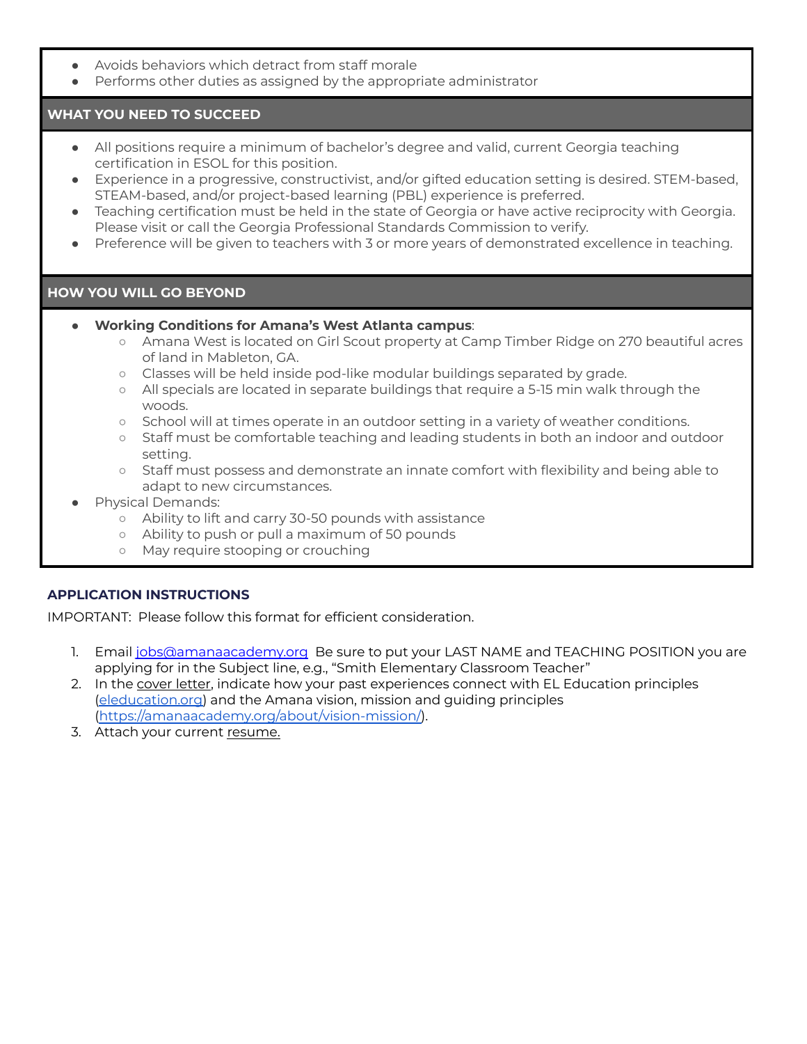- Avoids behaviors which detract from staff morale
- Performs other duties as assigned by the appropriate administrator

## WHAT YOU NEED TO SUCCEED

- All positions require a minimum of bachelor's degree and valid, current Georgia teaching certification in ESOL for this position.
- Experience in a progressive, constructivist, and/or gifted education setting is desired. STEM-based, STEAM-based, and/or project-based learning (PBL) experience is preferred.
- Teaching certification must be held in the state of Georgia or have active reciprocity with Georgia. Please visit or call the Georgia Professional Standards Commission to verify.
- Preference will be given to teachers with 3 or more years of demonstrated excellence in teaching.

## HOW YOU WILL GO BEYOND

- **Working Conditions for Amana's West Atlanta campus**:
  - Amana West is located on Girl Scout property at Camp Timber Ridge on 270 beautiful acres of land in Mableton, GA.
  - Classes will be held inside pod-like modular buildings separated by grade.
  - All specials are located in separate buildings that require a 5-15 min walk through the woods.
  - School will at times operate in an outdoor setting in a variety of weather conditions.
  - Staff must be comfortable teaching and leading students in both an indoor and outdoor setting.
  - Staff must possess and demonstrate an innate comfort with flexibility and being able to adapt to new circumstances.
- Physical Demands:
  - Ability to lift and carry 30-50 pounds with assistance
  - Ability to push or pull a maximum of 50 pounds
  - May require stooping or crouching

## APPLICATION INSTRUCTIONS

IMPORTANT: Please follow this format for efficient consideration.

1. Email jobs@amanaacademy.org Be sure to put your LAST NAME and TEACHING POSITION you are applying for in the Subject line, e.g., "Smith Elementary Classroom Teacher"
2. In the cover letter, indicate how your past experiences connect with EL Education principles (eleducation.org) and the Amana vision, mission and guiding principles (https://amanaacademy.org/about/vision-mission/).
3. Attach your current resume.